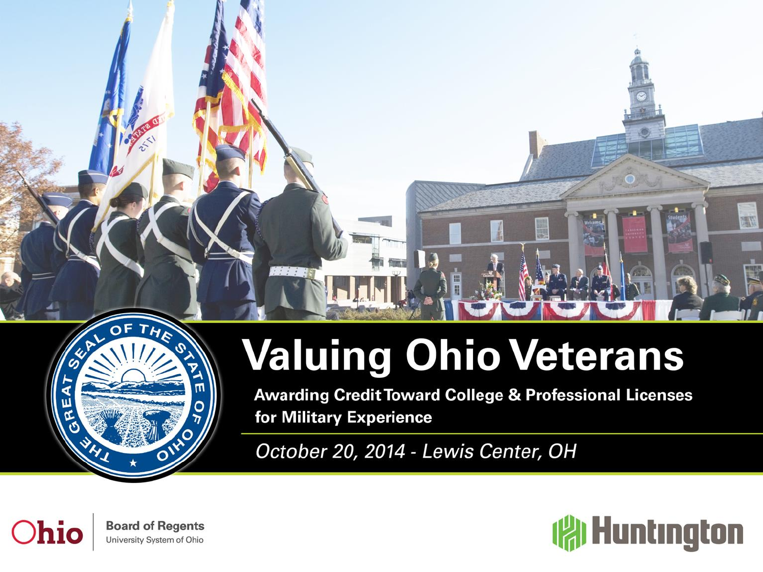# Valuing Ohio Veterans

**Awarding Credit Toward College & Professional Licenses for Military Experience**

*October 20, 2014 - Lewis Center, OH*

Ohio | Board of Regents
University System of Ohio

Huntington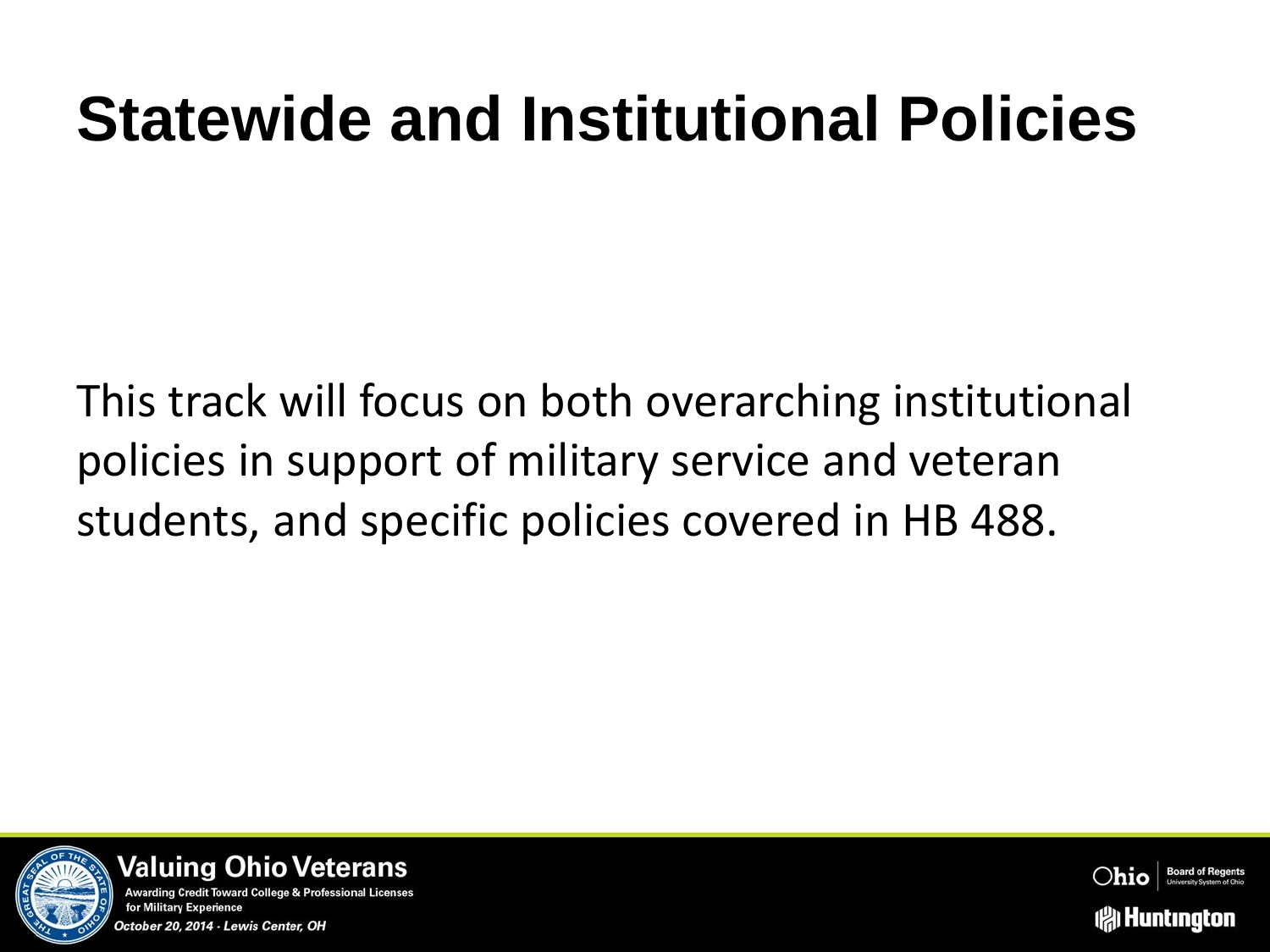# Statewide and Institutional Policies

This track will focus on both overarching institutional policies in support of military service and veteran students, and specific policies covered in HB 488.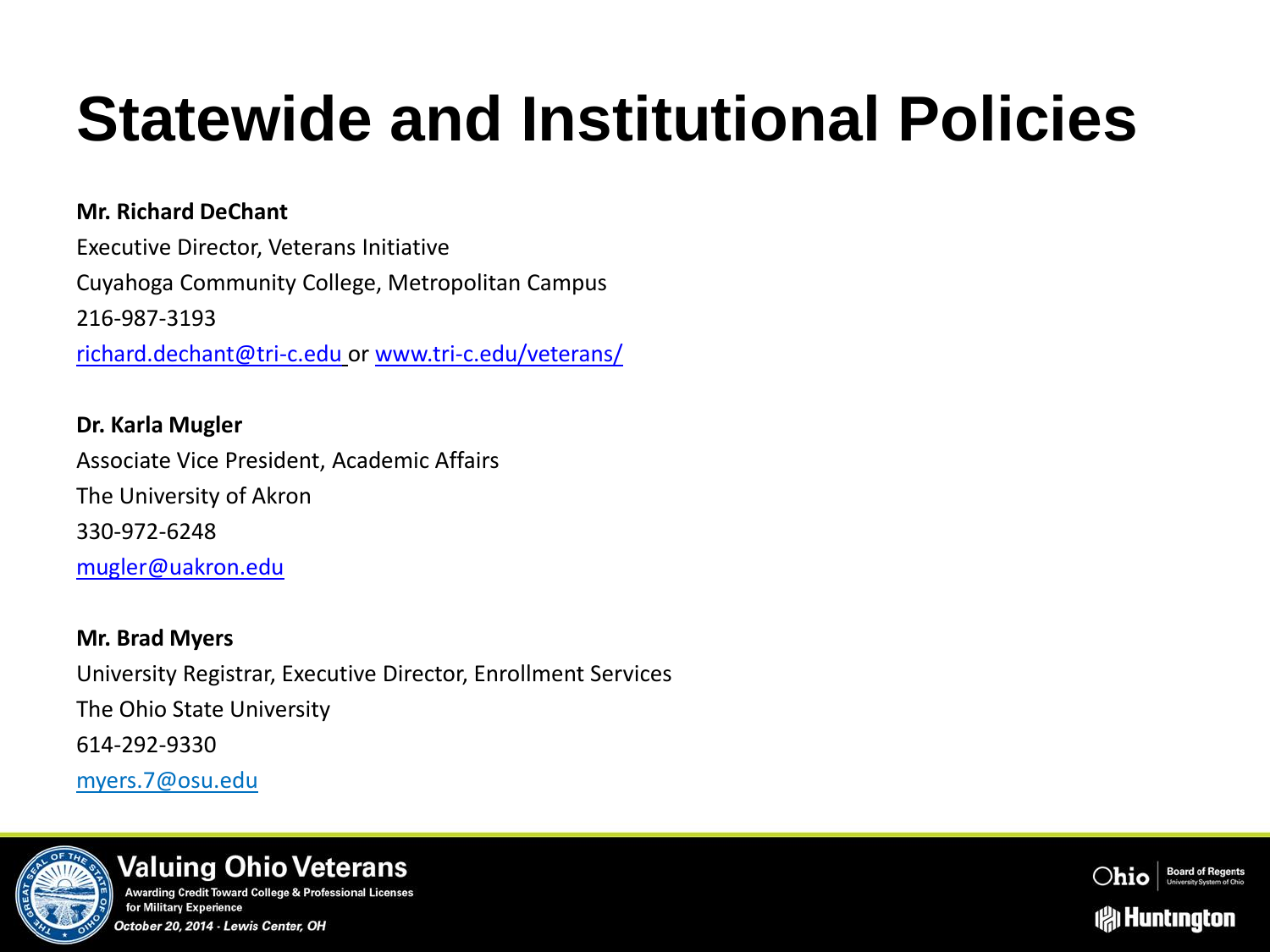# Statewide and Institutional Policies

**Mr. Richard DeChant**

Executive Director, Veterans Initiative

Cuyahoga Community College, Metropolitan Campus

216-987-3193

richard.dechant@tri-c.edu or www.tri-c.edu/veterans/

**Dr. Karla Mugler**

Associate Vice President, Academic Affairs

The University of Akron

330-972-6248

mugler@uakron.edu

**Mr. Brad Myers**

University Registrar, Executive Director, Enrollment Services

The Ohio State University

614-292-9330

myers.7@osu.edu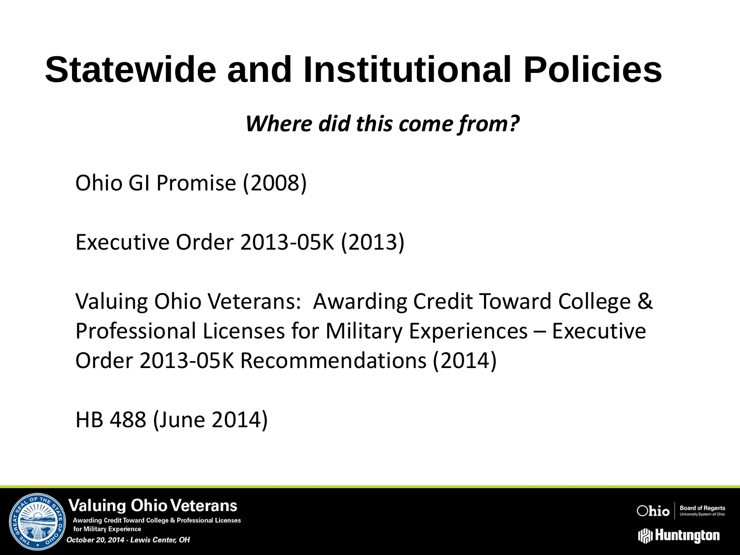# Statewide and Institutional Policies

***Where did this come from?***

Ohio GI Promise (2008)

Executive Order 2013-05K (2013)

Valuing Ohio Veterans: Awarding Credit Toward College & Professional Licenses for Military Experiences – Executive Order 2013-05K Recommendations (2014)

HB 488 (June 2014)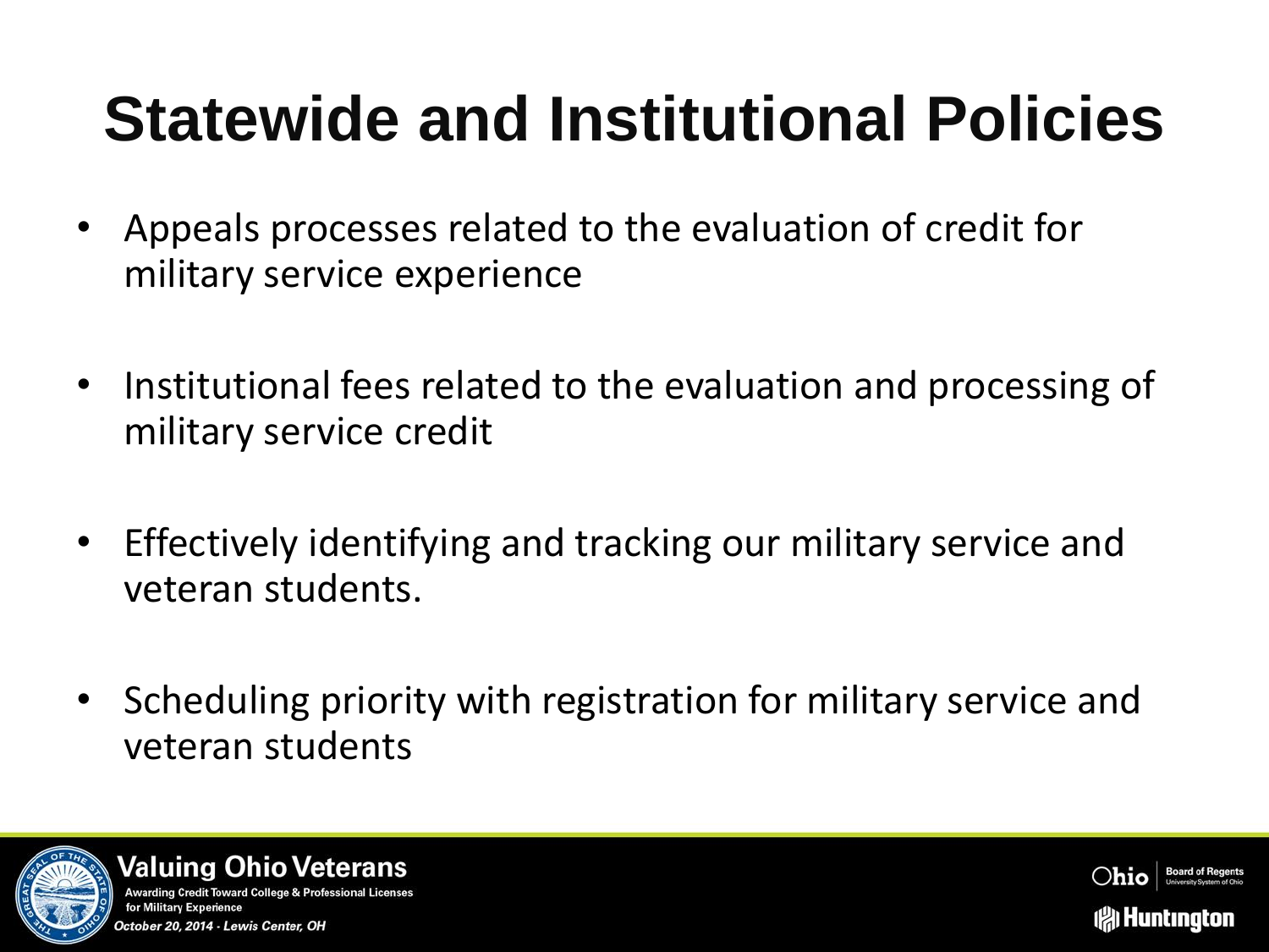# Statewide and Institutional Policies

- Appeals processes related to the evaluation of credit for military service experience
- Institutional fees related to the evaluation and processing of military service credit
- Effectively identifying and tracking our military service and veteran students.
- Scheduling priority with registration for military service and veteran students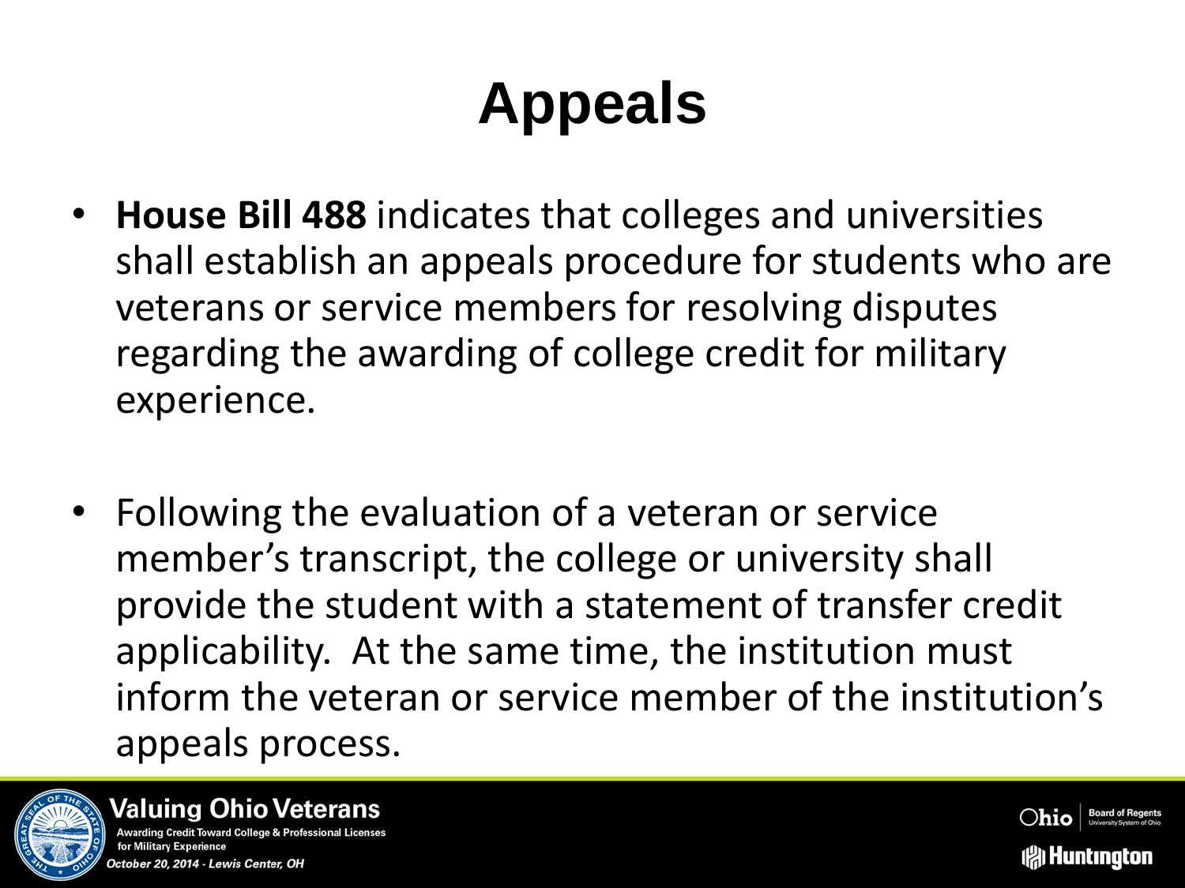# Appeals

- **House Bill 488** indicates that colleges and universities shall establish an appeals procedure for students who are veterans or service members for resolving disputes regarding the awarding of college credit for military experience.

- Following the evaluation of a veteran or service member's transcript, the college or university shall provide the student with a statement of transfer credit applicability. At the same time, the institution must inform the veteran or service member of the institution's appeals process.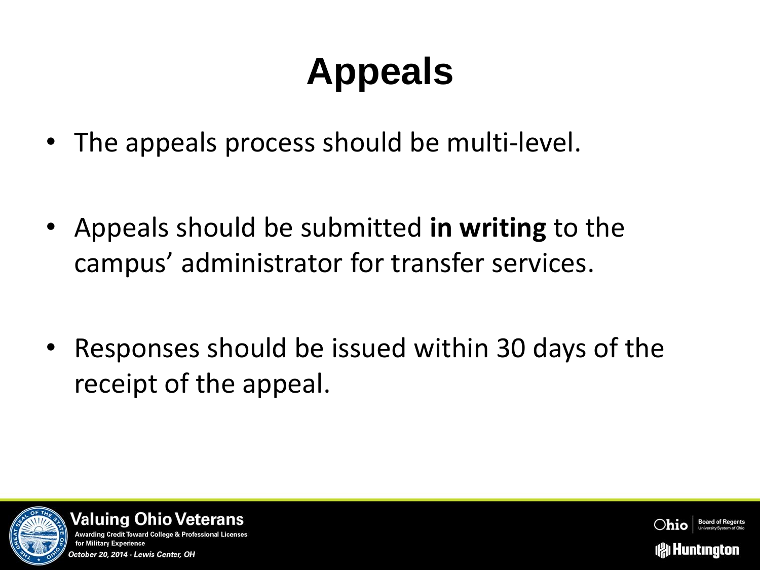# Appeals

- The appeals process should be multi-level.
- Appeals should be submitted **in writing** to the campus' administrator for transfer services.
- Responses should be issued within 30 days of the receipt of the appeal.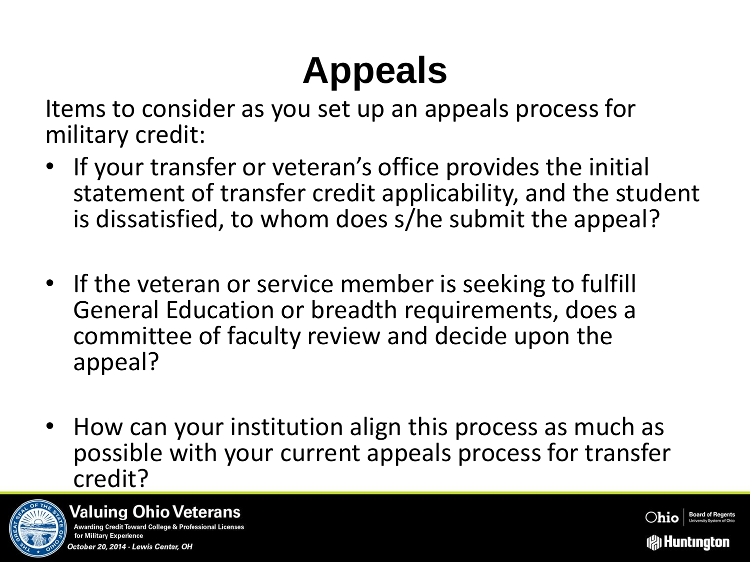# Appeals

Items to consider as you set up an appeals process for military credit:

- If your transfer or veteran's office provides the initial statement of transfer credit applicability, and the student is dissatisfied, to whom does s/he submit the appeal?
- If the veteran or service member is seeking to fulfill General Education or breadth requirements, does a committee of faculty review and decide upon the appeal?
- How can your institution align this process as much as possible with your current appeals process for transfer credit?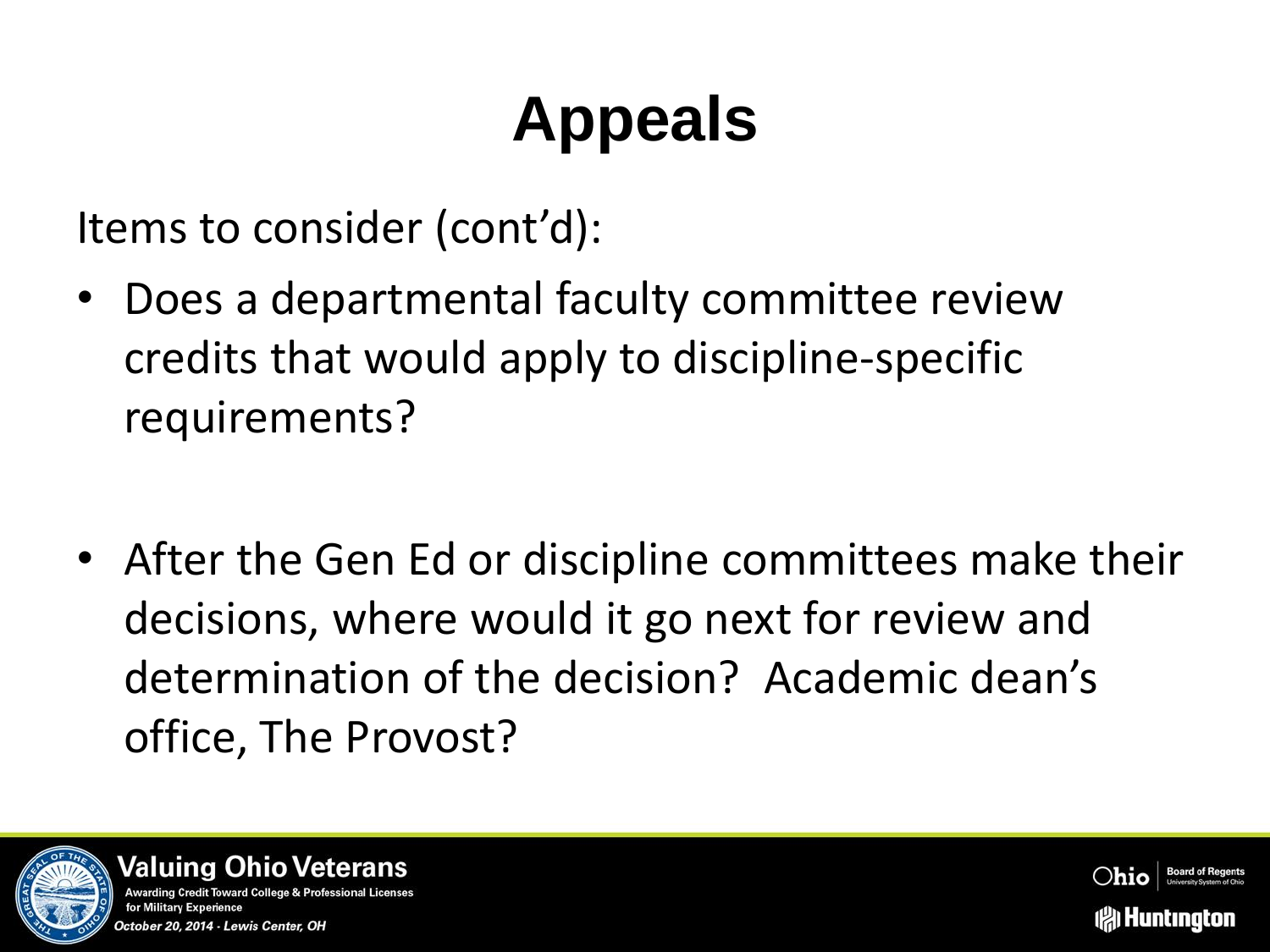# Appeals

Items to consider (cont'd):

- Does a departmental faculty committee review credits that would apply to discipline-specific requirements?

- After the Gen Ed or discipline committees make their decisions, where would it go next for review and determination of the decision? Academic dean's office, The Provost?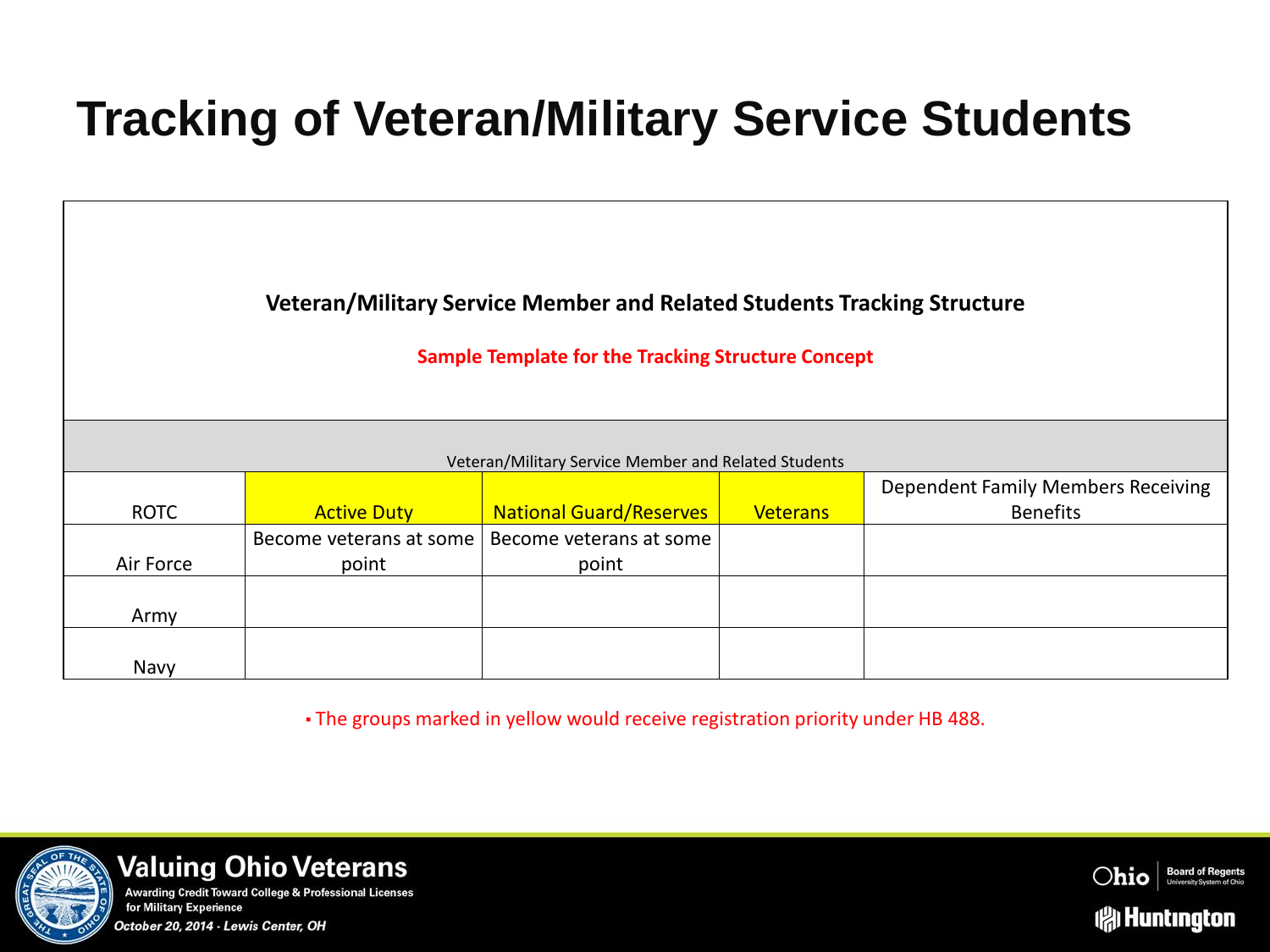# Tracking of Veteran/Military Service Students

**Veteran/Military Service Member and Related Students Tracking Structure**

**Sample Template for the Tracking Structure Concept**

| Veteran/Military Service Member and Related Students | | | | |
|---|---|---|---|---|
| ROTC | Active Duty | National Guard/Reserves | Veterans | Dependent Family Members Receiving Benefits |
| Air Force | Become veterans at some point | Become veterans at some point | | |
| Army | | | | |
| Navy | | | | |

- The groups marked in yellow would receive registration priority under HB 488.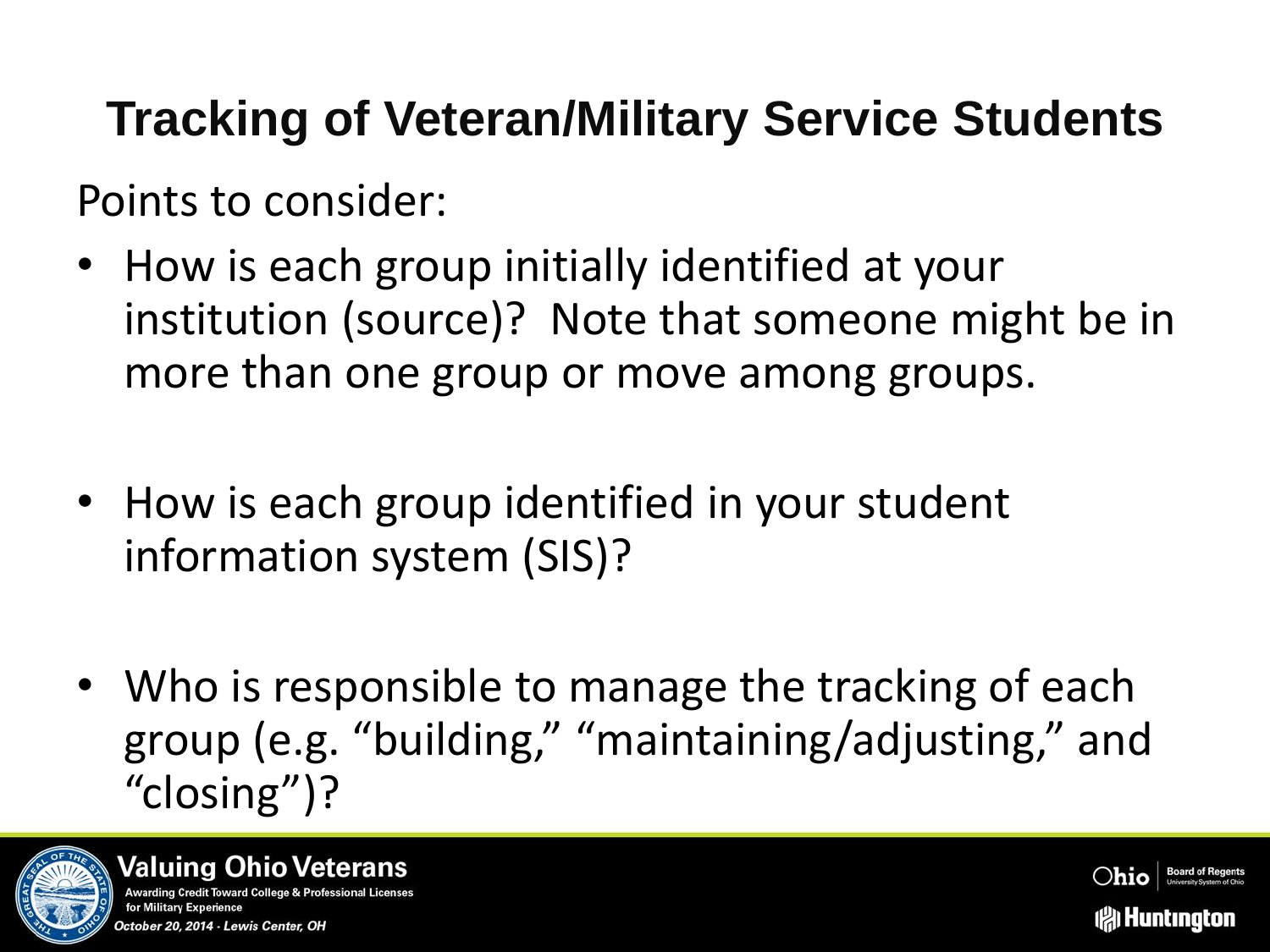# Tracking of Veteran/Military Service Students

Points to consider:

- How is each group initially identified at your institution (source)? Note that someone might be in more than one group or move among groups.

- How is each group identified in your student information system (SIS)?

- Who is responsible to manage the tracking of each group (e.g. "building," "maintaining/adjusting," and "closing")?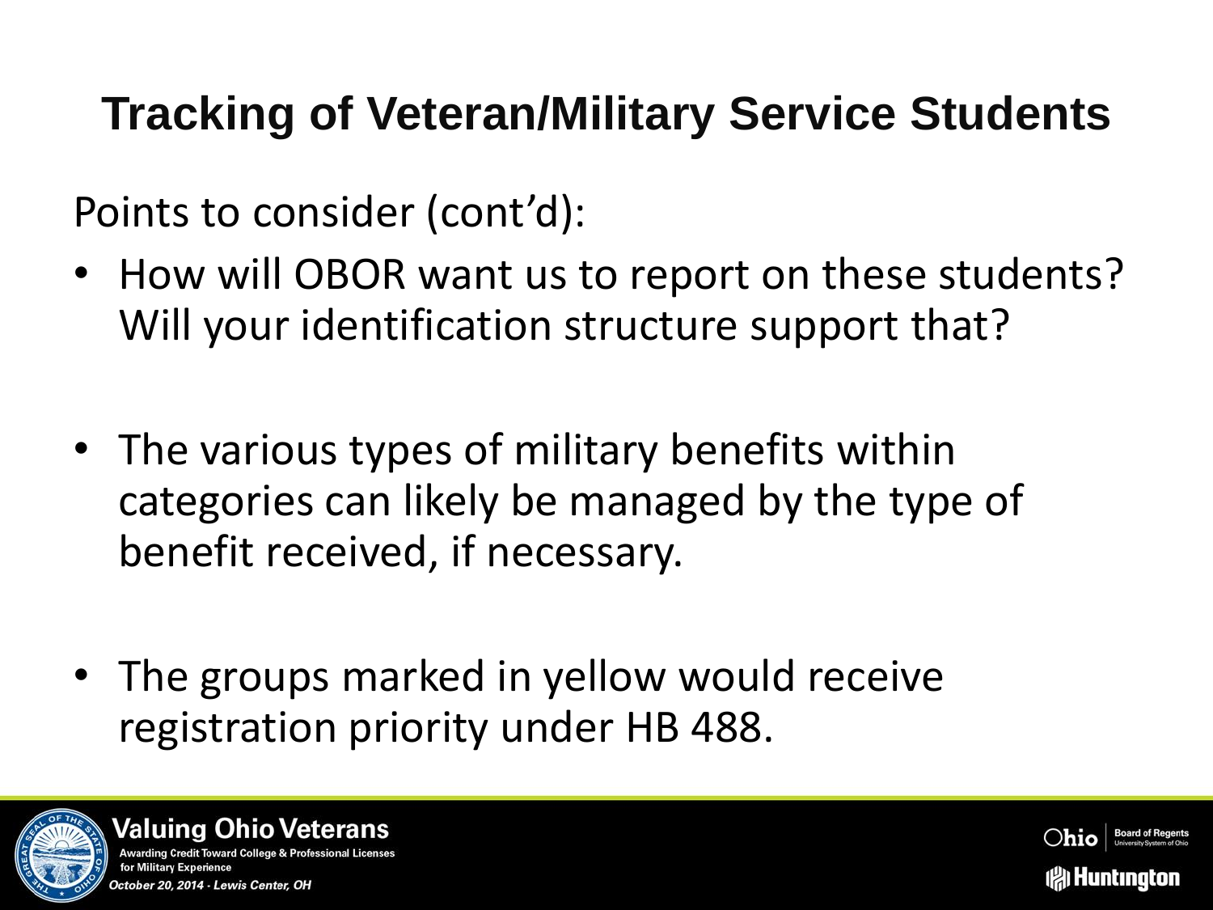# Tracking of Veteran/Military Service Students

Points to consider (cont'd):

- How will OBOR want us to report on these students? Will your identification structure support that?
- The various types of military benefits within categories can likely be managed by the type of benefit received, if necessary.
- The groups marked in yellow would receive registration priority under HB 488.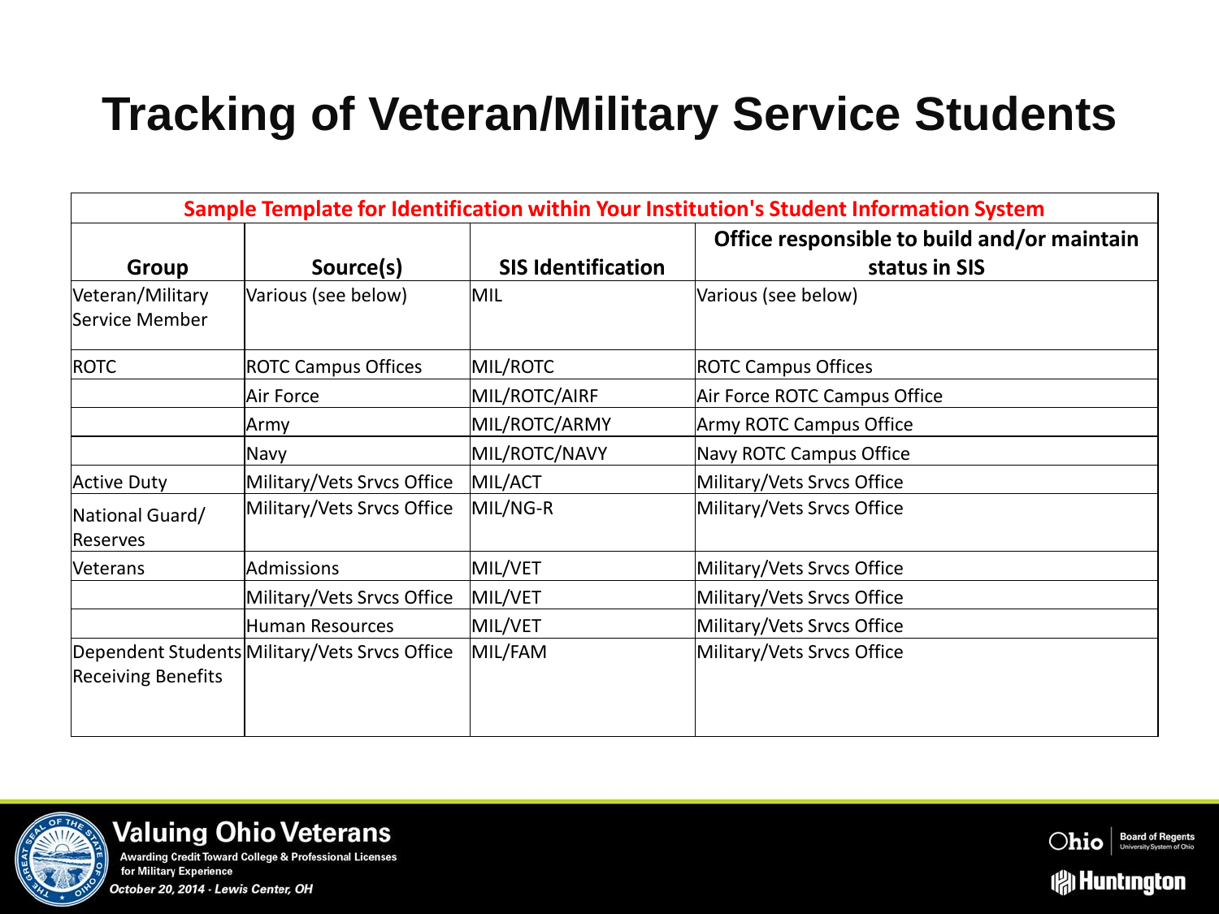# Tracking of Veteran/Military Service Students

| Sample Template for Identification within Your Institution's Student Information System | | | |
|---|---|---|---|
| **Group** | **Source(s)** | **SIS Identification** | **Office responsible to build and/or maintain status in SIS** |
| Veteran/Military Service Member | Various (see below) | MIL | Various (see below) |
| ROTC | ROTC Campus Offices | MIL/ROTC | ROTC Campus Offices |
| | Air Force | MIL/ROTC/AIRF | Air Force ROTC Campus Office |
| | Army | MIL/ROTC/ARMY | Army ROTC Campus Office |
| | Navy | MIL/ROTC/NAVY | Navy ROTC Campus Office |
| Active Duty | Military/Vets Srvcs Office | MIL/ACT | Military/Vets Srvcs Office |
| National Guard/ Reserves | Military/Vets Srvcs Office | MIL/NG-R | Military/Vets Srvcs Office |
| Veterans | Admissions | MIL/VET | Military/Vets Srvcs Office |
| | Military/Vets Srvcs Office | MIL/VET | Military/Vets Srvcs Office |
| | Human Resources | MIL/VET | Military/Vets Srvcs Office |
| Dependent Students Receiving Benefits | Military/Vets Srvcs Office | MIL/FAM | Military/Vets Srvcs Office |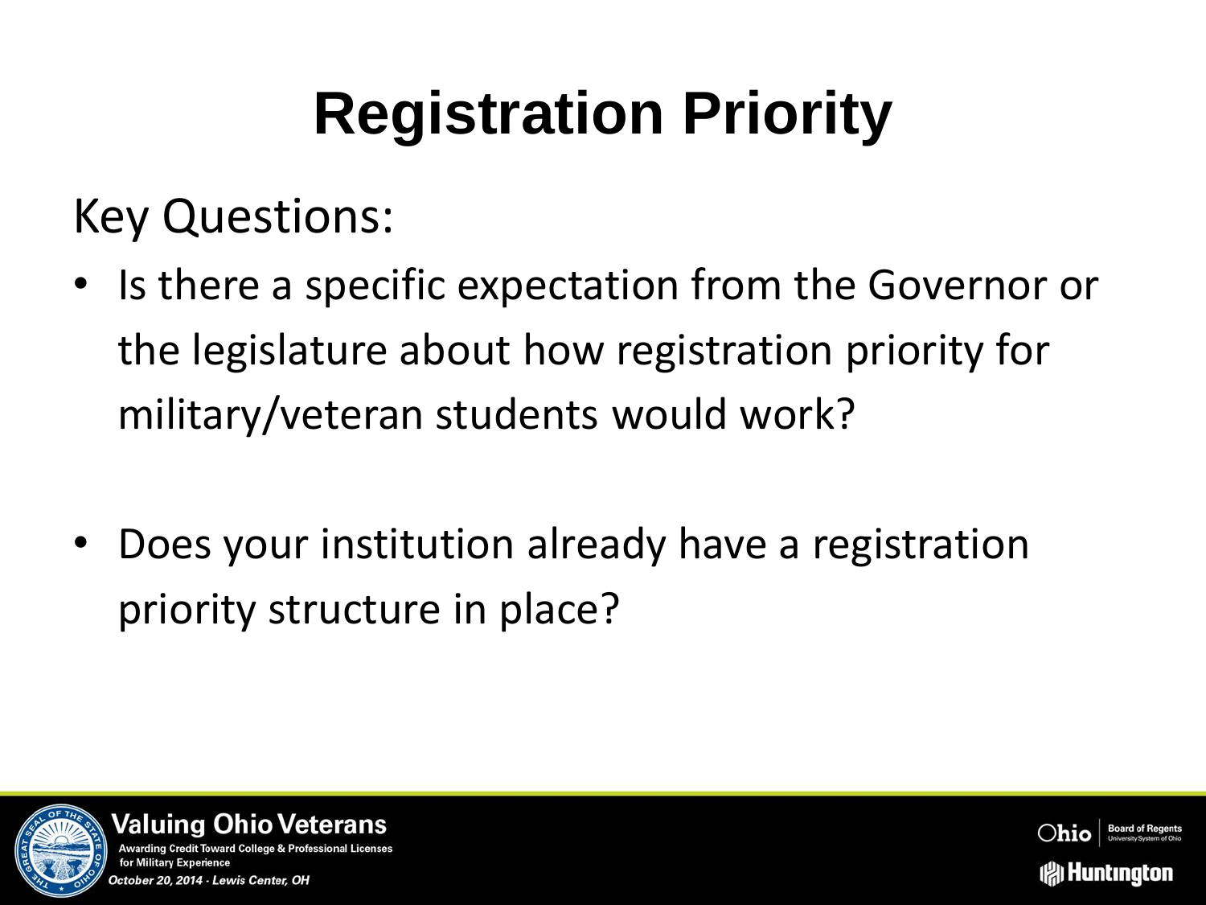# Registration Priority

Key Questions:

- Is there a specific expectation from the Governor or the legislature about how registration priority for military/veteran students would work?
- Does your institution already have a registration priority structure in place?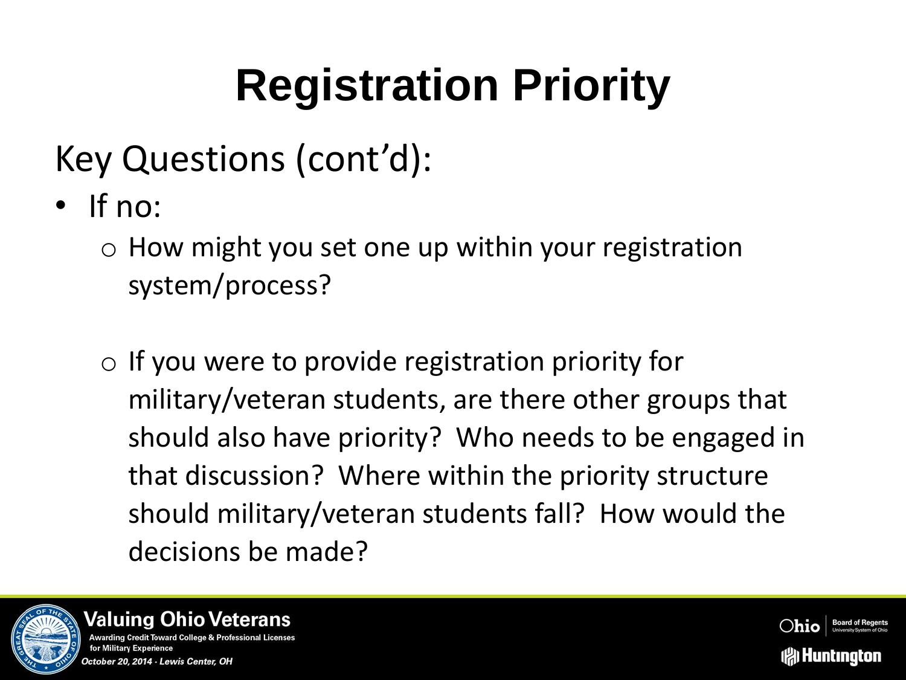# Registration Priority

## Key Questions (cont'd):

- If no:
  - How might you set one up within your registration system/process?
  - If you were to provide registration priority for military/veteran students, are there other groups that should also have priority? Who needs to be engaged in that discussion? Where within the priority structure should military/veteran students fall? How would the decisions be made?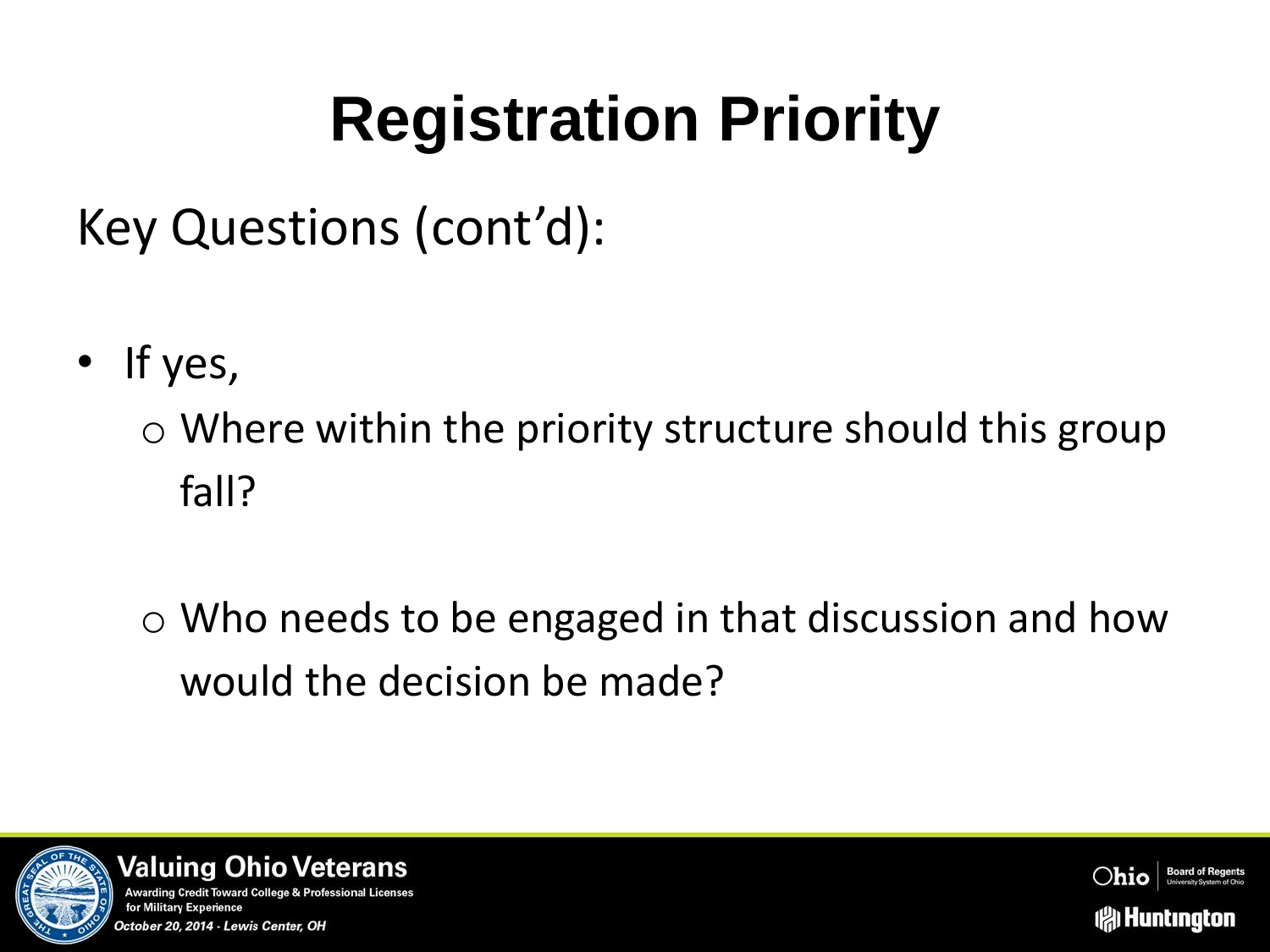# Registration Priority

Key Questions (cont'd):

- If yes,
  - Where within the priority structure should this group fall?
  - Who needs to be engaged in that discussion and how would the decision be made?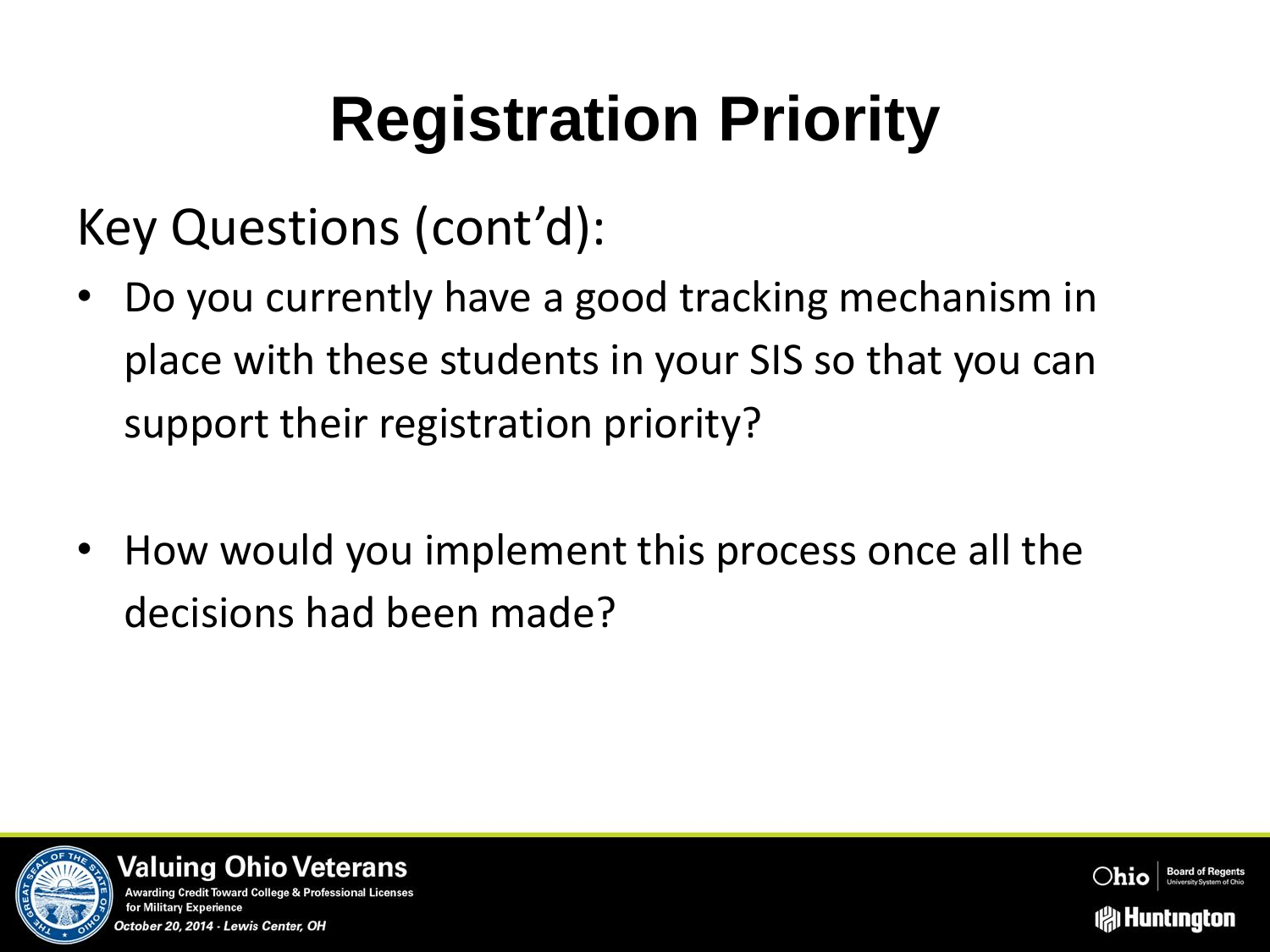# Registration Priority

Key Questions (cont'd):

- Do you currently have a good tracking mechanism in place with these students in your SIS so that you can support their registration priority?
- How would you implement this process once all the decisions had been made?